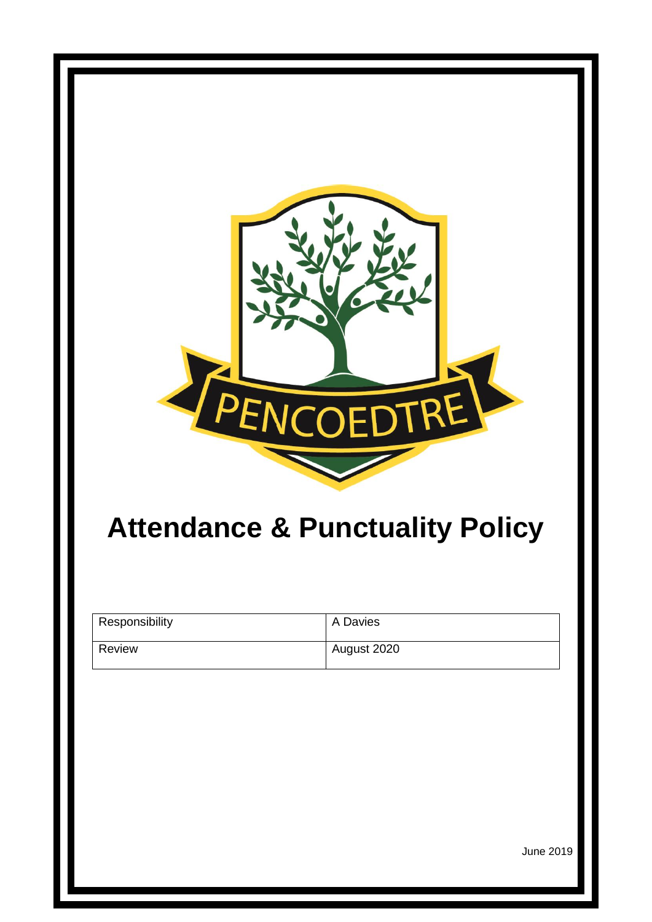PENCOEDTRE

# Attendance & Punctuality Policy

| Responsibility | A Davies |
|---|---|
| Review | August 2020 |

June 2019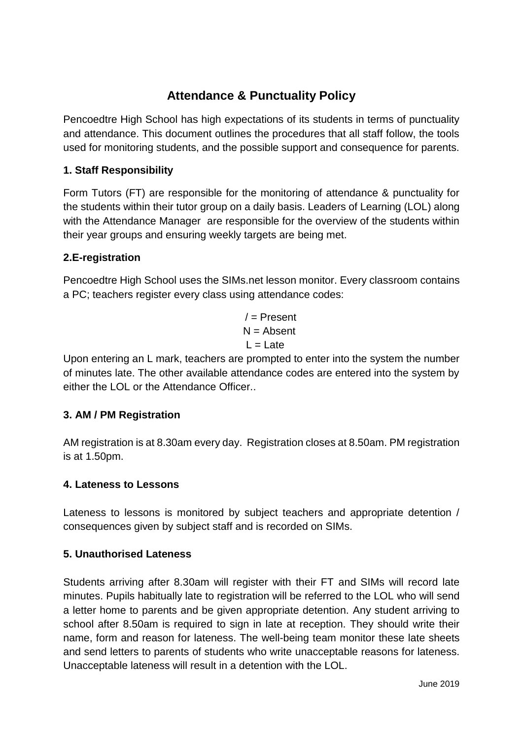# Attendance & Punctuality Policy

Pencoedtre High School has high expectations of its students in terms of punctuality and attendance. This document outlines the procedures that all staff follow, the tools used for monitoring students, and the possible support and consequence for parents.

### 1. Staff Responsibility

Form Tutors (FT) are responsible for the monitoring of attendance & punctuality for the students within their tutor group on a daily basis. Leaders of Learning (LOL) along with the Attendance Manager are responsible for the overview of the students within their year groups and ensuring weekly targets are being met.

### 2.E-registration

Pencoedtre High School uses the SIMs.net lesson monitor. Every classroom contains a PC; teachers register every class using attendance codes:

/ = Present
N = Absent
L = Late

Upon entering an L mark, teachers are prompted to enter into the system the number of minutes late. The other available attendance codes are entered into the system by either the LOL or the Attendance Officer..

### 3. AM / PM Registration

AM registration is at 8.30am every day. Registration closes at 8.50am. PM registration is at 1.50pm.

### 4. Lateness to Lessons

Lateness to lessons is monitored by subject teachers and appropriate detention / consequences given by subject staff and is recorded on SIMs.

### 5. Unauthorised Lateness

Students arriving after 8.30am will register with their FT and SIMs will record late minutes. Pupils habitually late to registration will be referred to the LOL who will send a letter home to parents and be given appropriate detention. Any student arriving to school after 8.50am is required to sign in late at reception. They should write their name, form and reason for lateness. The well-being team monitor these late sheets and send letters to parents of students who write unacceptable reasons for lateness. Unacceptable lateness will result in a detention with the LOL.

June 2019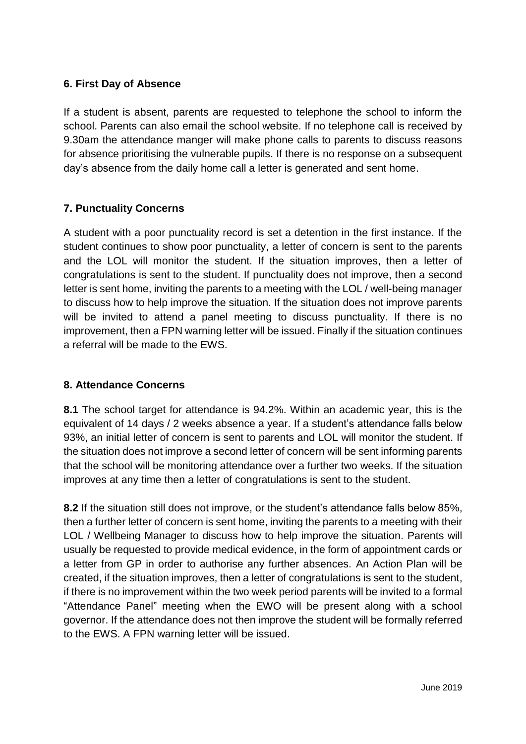## 6. First Day of Absence

If a student is absent, parents are requested to telephone the school to inform the school. Parents can also email the school website. If no telephone call is received by 9.30am the attendance manger will make phone calls to parents to discuss reasons for absence prioritising the vulnerable pupils. If there is no response on a subsequent day's absence from the daily home call a letter is generated and sent home.

## 7. Punctuality Concerns

A student with a poor punctuality record is set a detention in the first instance. If the student continues to show poor punctuality, a letter of concern is sent to the parents and the LOL will monitor the student. If the situation improves, then a letter of congratulations is sent to the student. If punctuality does not improve, then a second letter is sent home, inviting the parents to a meeting with the LOL / well-being manager to discuss how to help improve the situation. If the situation does not improve parents will be invited to attend a panel meeting to discuss punctuality. If there is no improvement, then a FPN warning letter will be issued. Finally if the situation continues a referral will be made to the EWS.

## 8. Attendance Concerns

**8.1** The school target for attendance is 94.2%. Within an academic year, this is the equivalent of 14 days / 2 weeks absence a year. If a student's attendance falls below 93%, an initial letter of concern is sent to parents and LOL will monitor the student. If the situation does not improve a second letter of concern will be sent informing parents that the school will be monitoring attendance over a further two weeks. If the situation improves at any time then a letter of congratulations is sent to the student.

**8.2** If the situation still does not improve, or the student's attendance falls below 85%, then a further letter of concern is sent home, inviting the parents to a meeting with their LOL / Wellbeing Manager to discuss how to help improve the situation. Parents will usually be requested to provide medical evidence, in the form of appointment cards or a letter from GP in order to authorise any further absences. An Action Plan will be created, if the situation improves, then a letter of congratulations is sent to the student, if there is no improvement within the two week period parents will be invited to a formal "Attendance Panel" meeting when the EWO will be present along with a school governor. If the attendance does not then improve the student will be formally referred to the EWS. A FPN warning letter will be issued.

June 2019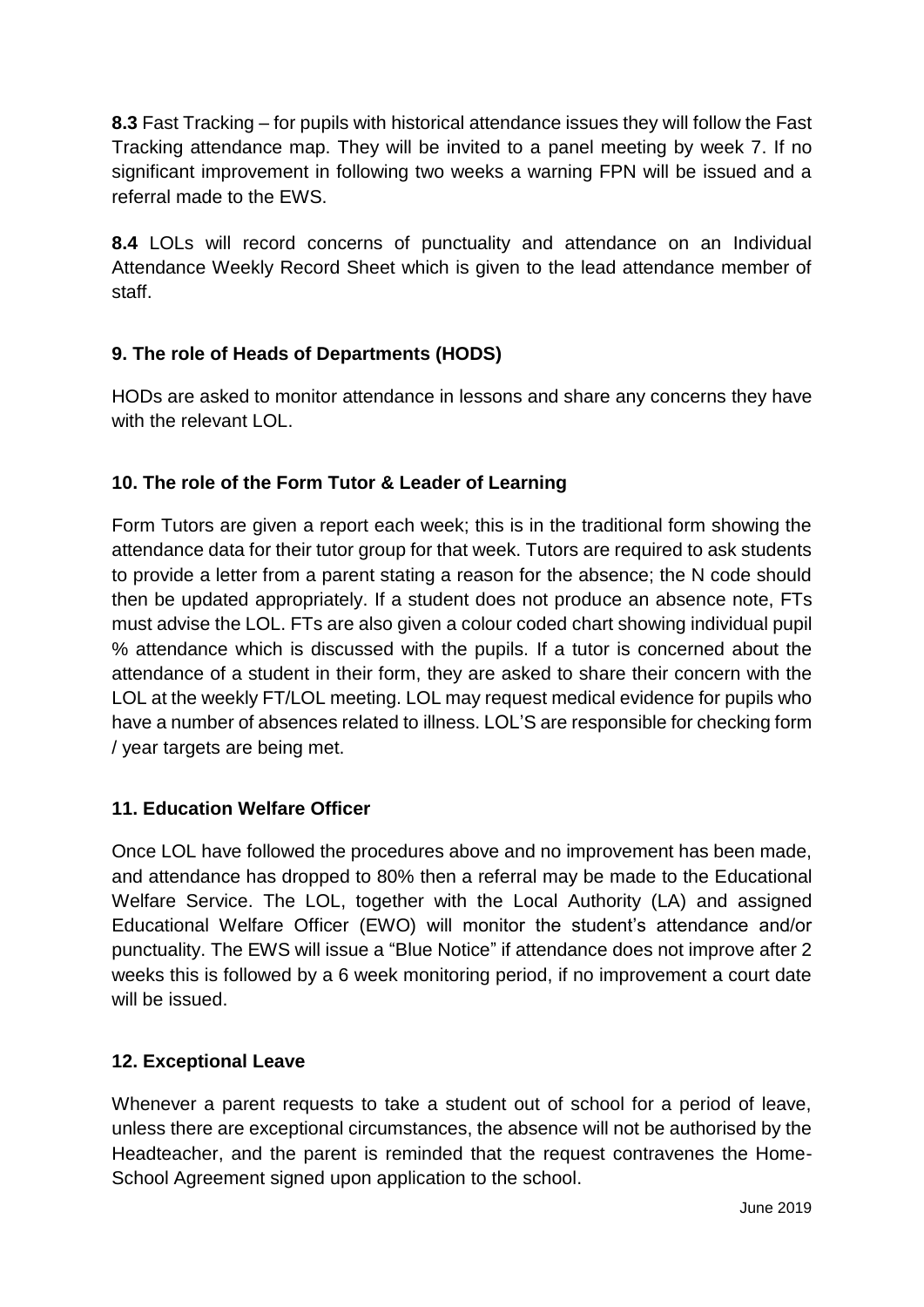**8.3** Fast Tracking – for pupils with historical attendance issues they will follow the Fast Tracking attendance map. They will be invited to a panel meeting by week 7. If no significant improvement in following two weeks a warning FPN will be issued and a referral made to the EWS.

**8.4** LOLs will record concerns of punctuality and attendance on an Individual Attendance Weekly Record Sheet which is given to the lead attendance member of staff.

## 9. The role of Heads of Departments (HODS)

HODs are asked to monitor attendance in lessons and share any concerns they have with the relevant LOL.

## 10. The role of the Form Tutor & Leader of Learning

Form Tutors are given a report each week; this is in the traditional form showing the attendance data for their tutor group for that week. Tutors are required to ask students to provide a letter from a parent stating a reason for the absence; the N code should then be updated appropriately. If a student does not produce an absence note, FTs must advise the LOL. FTs are also given a colour coded chart showing individual pupil % attendance which is discussed with the pupils. If a tutor is concerned about the attendance of a student in their form, they are asked to share their concern with the LOL at the weekly FT/LOL meeting. LOL may request medical evidence for pupils who have a number of absences related to illness. LOL'S are responsible for checking form / year targets are being met.

## 11. Education Welfare Officer

Once LOL have followed the procedures above and no improvement has been made, and attendance has dropped to 80% then a referral may be made to the Educational Welfare Service. The LOL, together with the Local Authority (LA) and assigned Educational Welfare Officer (EWO) will monitor the student's attendance and/or punctuality. The EWS will issue a "Blue Notice" if attendance does not improve after 2 weeks this is followed by a 6 week monitoring period, if no improvement a court date will be issued.

## 12. Exceptional Leave

Whenever a parent requests to take a student out of school for a period of leave, unless there are exceptional circumstances, the absence will not be authorised by the Headteacher, and the parent is reminded that the request contravenes the Home-School Agreement signed upon application to the school.

June 2019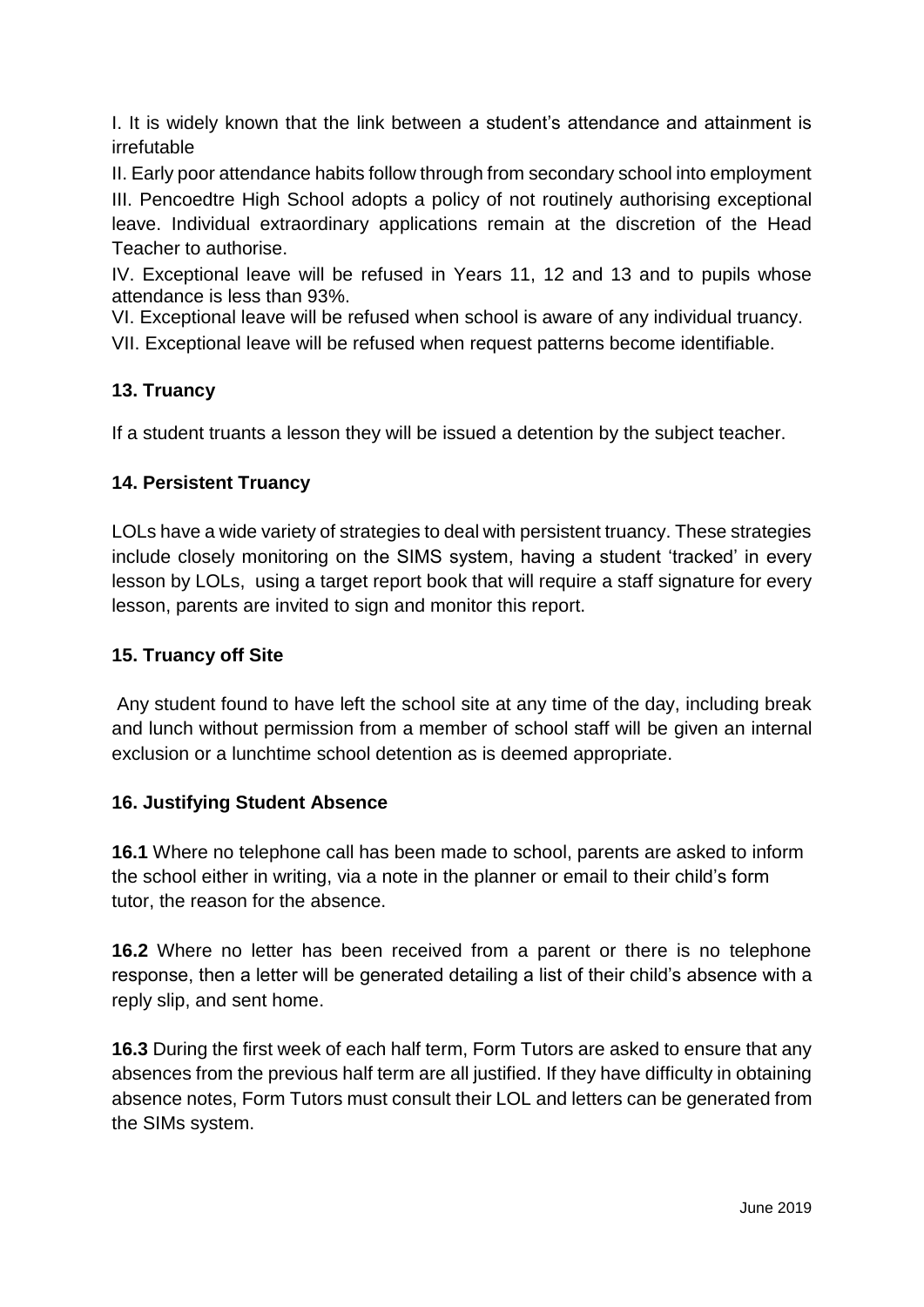I. It is widely known that the link between a student's attendance and attainment is irrefutable

II. Early poor attendance habits follow through from secondary school into employment

III. Pencoedtre High School adopts a policy of not routinely authorising exceptional leave. Individual extraordinary applications remain at the discretion of the Head Teacher to authorise.

IV. Exceptional leave will be refused in Years 11, 12 and 13 and to pupils whose attendance is less than 93%.

VI. Exceptional leave will be refused when school is aware of any individual truancy.

VII. Exceptional leave will be refused when request patterns become identifiable.

## 13. Truancy

If a student truants a lesson they will be issued a detention by the subject teacher.

## 14. Persistent Truancy

LOLs have a wide variety of strategies to deal with persistent truancy. These strategies include closely monitoring on the SIMS system, having a student 'tracked' in every lesson by LOLs, using a target report book that will require a staff signature for every lesson, parents are invited to sign and monitor this report.

## 15. Truancy off Site

Any student found to have left the school site at any time of the day, including break and lunch without permission from a member of school staff will be given an internal exclusion or a lunchtime school detention as is deemed appropriate.

## 16. Justifying Student Absence

**16.1** Where no telephone call has been made to school, parents are asked to inform the school either in writing, via a note in the planner or email to their child's form tutor, the reason for the absence.

**16.2** Where no letter has been received from a parent or there is no telephone response, then a letter will be generated detailing a list of their child's absence with a reply slip, and sent home.

**16.3** During the first week of each half term, Form Tutors are asked to ensure that any absences from the previous half term are all justified. If they have difficulty in obtaining absence notes, Form Tutors must consult their LOL and letters can be generated from the SIMs system.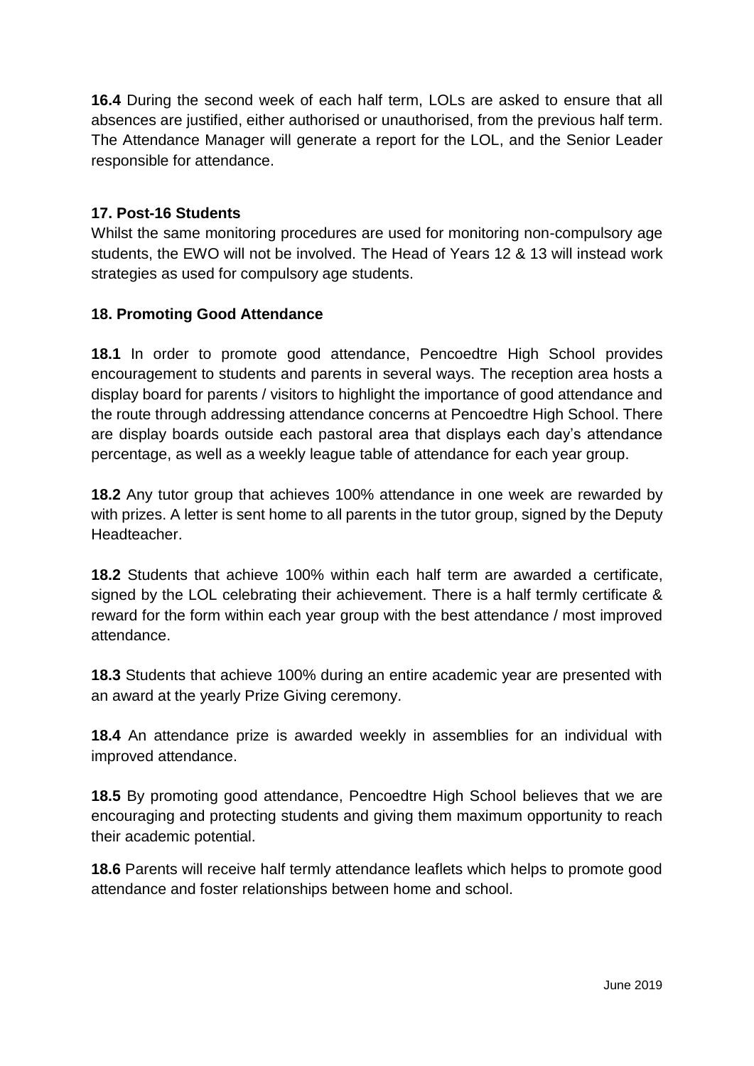**16.4** During the second week of each half term, LOLs are asked to ensure that all absences are justified, either authorised or unauthorised, from the previous half term. The Attendance Manager will generate a report for the LOL, and the Senior Leader responsible for attendance.

### 17. Post-16 Students

Whilst the same monitoring procedures are used for monitoring non-compulsory age students, the EWO will not be involved. The Head of Years 12 & 13 will instead work strategies as used for compulsory age students.

### 18. Promoting Good Attendance

**18.1** In order to promote good attendance, Pencoedtre High School provides encouragement to students and parents in several ways. The reception area hosts a display board for parents / visitors to highlight the importance of good attendance and the route through addressing attendance concerns at Pencoedtre High School. There are display boards outside each pastoral area that displays each day's attendance percentage, as well as a weekly league table of attendance for each year group.

**18.2** Any tutor group that achieves 100% attendance in one week are rewarded by with prizes. A letter is sent home to all parents in the tutor group, signed by the Deputy Headteacher.

**18.2** Students that achieve 100% within each half term are awarded a certificate, signed by the LOL celebrating their achievement. There is a half termly certificate & reward for the form within each year group with the best attendance / most improved attendance.

**18.3** Students that achieve 100% during an entire academic year are presented with an award at the yearly Prize Giving ceremony.

**18.4** An attendance prize is awarded weekly in assemblies for an individual with improved attendance.

**18.5** By promoting good attendance, Pencoedtre High School believes that we are encouraging and protecting students and giving them maximum opportunity to reach their academic potential.

**18.6** Parents will receive half termly attendance leaflets which helps to promote good attendance and foster relationships between home and school.

June 2019